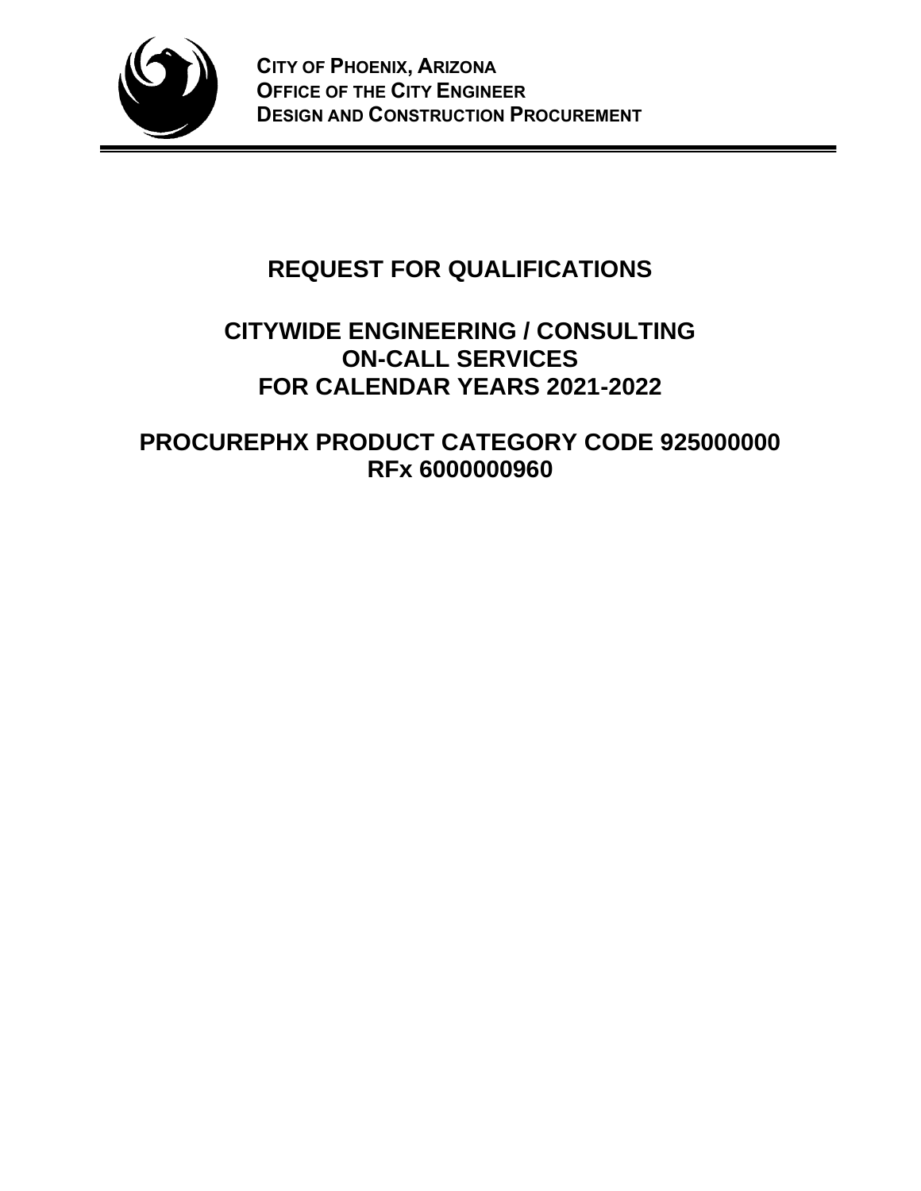**CITY OF PHOENIX, ARIZONA**
**OFFICE OF THE CITY ENGINEER**
**DESIGN AND CONSTRUCTION PROCUREMENT**

# REQUEST FOR QUALIFICATIONS

# CITYWIDE ENGINEERING / CONSULTING ON-CALL SERVICES FOR CALENDAR YEARS 2021-2022

# PROCUREPHX PRODUCT CATEGORY CODE 925000000 RFx 6000000960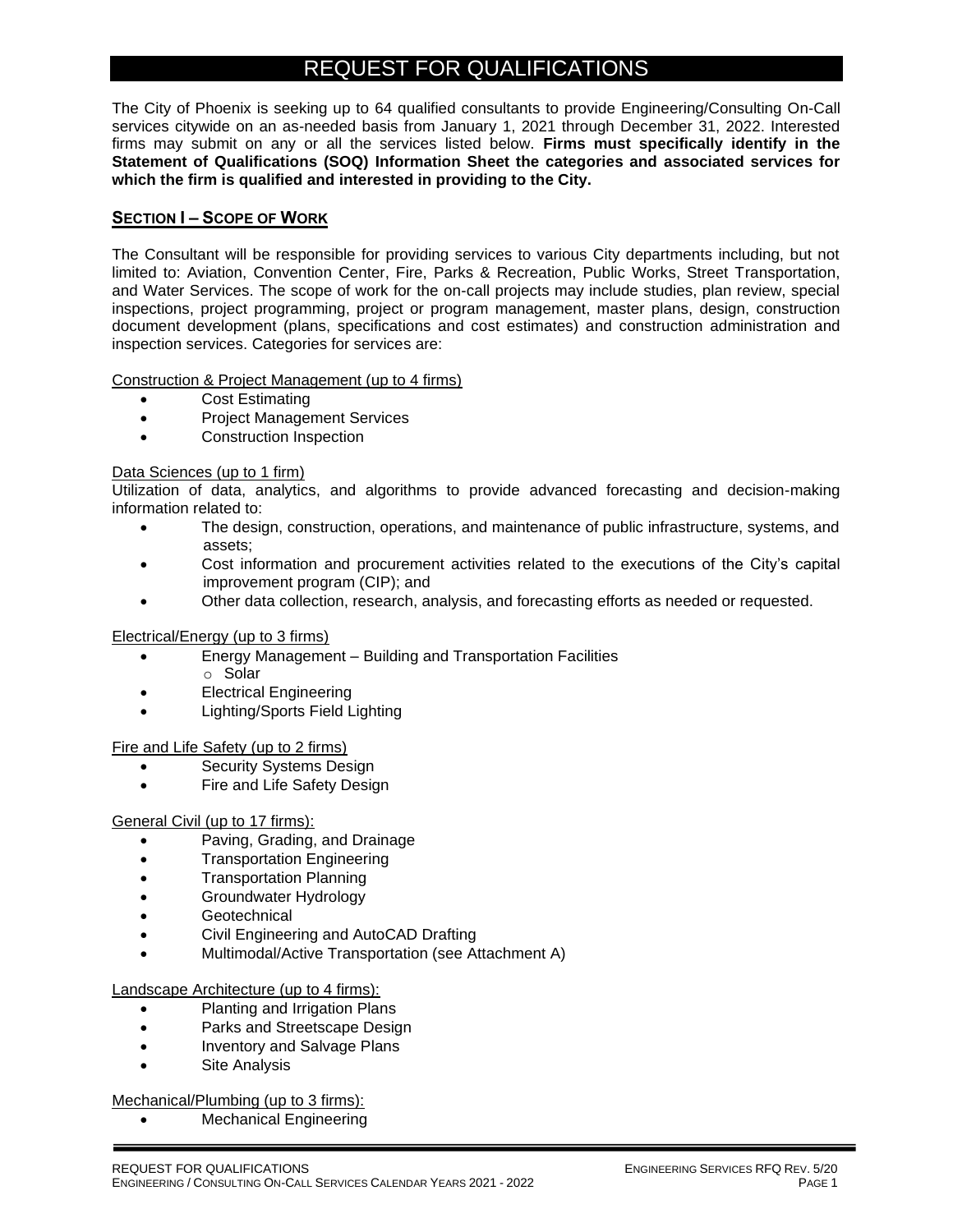# REQUEST FOR QUALIFICATIONS

The City of Phoenix is seeking up to 64 qualified consultants to provide Engineering/Consulting On-Call services citywide on an as-needed basis from January 1, 2021 through December 31, 2022. Interested firms may submit on any or all the services listed below. **Firms must specifically identify in the Statement of Qualifications (SOQ) Information Sheet the categories and associated services for which the firm is qualified and interested in providing to the City.**

## SECTION I – SCOPE OF WORK

The Consultant will be responsible for providing services to various City departments including, but not limited to: Aviation, Convention Center, Fire, Parks & Recreation, Public Works, Street Transportation, and Water Services. The scope of work for the on-call projects may include studies, plan review, special inspections, project programming, project or program management, master plans, design, construction document development (plans, specifications and cost estimates) and construction administration and inspection services. Categories for services are:

Construction & Project Management (up to 4 firms)

- Cost Estimating
- Project Management Services
- Construction Inspection

Data Sciences (up to 1 firm)

Utilization of data, analytics, and algorithms to provide advanced forecasting and decision-making information related to:

- The design, construction, operations, and maintenance of public infrastructure, systems, and assets;
- Cost information and procurement activities related to the executions of the City's capital improvement program (CIP); and
- Other data collection, research, analysis, and forecasting efforts as needed or requested.

Electrical/Energy (up to 3 firms)

- Energy Management – Building and Transportation Facilities
  - Solar
- Electrical Engineering
- Lighting/Sports Field Lighting

Fire and Life Safety (up to 2 firms)

- Security Systems Design
- Fire and Life Safety Design

General Civil (up to 17 firms):

- Paving, Grading, and Drainage
- Transportation Engineering
- Transportation Planning
- Groundwater Hydrology
- Geotechnical
- Civil Engineering and AutoCAD Drafting
- Multimodal/Active Transportation (see Attachment A)

Landscape Architecture (up to 4 firms):

- Planting and Irrigation Plans
- Parks and Streetscape Design
- Inventory and Salvage Plans
- Site Analysis

Mechanical/Plumbing (up to 3 firms):

- Mechanical Engineering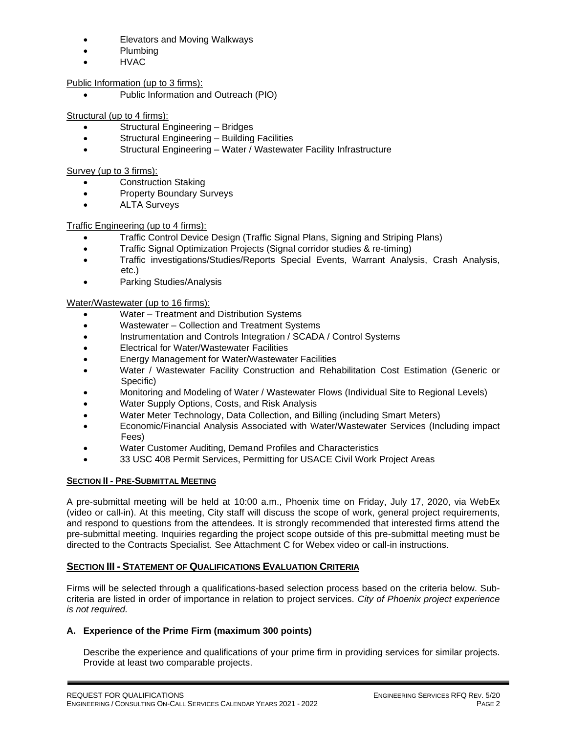- Elevators and Moving Walkways
- Plumbing
- HVAC

Public Information (up to 3 firms):

- Public Information and Outreach (PIO)

Structural (up to 4 firms):

- Structural Engineering – Bridges
- Structural Engineering – Building Facilities
- Structural Engineering – Water / Wastewater Facility Infrastructure

Survey (up to 3 firms):

- Construction Staking
- Property Boundary Surveys
- ALTA Surveys

Traffic Engineering (up to 4 firms):

- Traffic Control Device Design (Traffic Signal Plans, Signing and Striping Plans)
- Traffic Signal Optimization Projects (Signal corridor studies & re-timing)
- Traffic investigations/Studies/Reports Special Events, Warrant Analysis, Crash Analysis, etc.)
- Parking Studies/Analysis

Water/Wastewater (up to 16 firms):

- Water – Treatment and Distribution Systems
- Wastewater – Collection and Treatment Systems
- Instrumentation and Controls Integration / SCADA / Control Systems
- Electrical for Water/Wastewater Facilities
- Energy Management for Water/Wastewater Facilities
- Water / Wastewater Facility Construction and Rehabilitation Cost Estimation (Generic or Specific)
- Monitoring and Modeling of Water / Wastewater Flows (Individual Site to Regional Levels)
- Water Supply Options, Costs, and Risk Analysis
- Water Meter Technology, Data Collection, and Billing (including Smart Meters)
- Economic/Financial Analysis Associated with Water/Wastewater Services (Including impact Fees)
- Water Customer Auditing, Demand Profiles and Characteristics
- 33 USC 408 Permit Services, Permitting for USACE Civil Work Project Areas

## SECTION II - PRE-SUBMITTAL MEETING

A pre-submittal meeting will be held at 10:00 a.m., Phoenix time on Friday, July 17, 2020, via WebEx (video or call-in). At this meeting, City staff will discuss the scope of work, general project requirements, and respond to questions from the attendees. It is strongly recommended that interested firms attend the pre-submittal meeting. Inquiries regarding the project scope outside of this pre-submittal meeting must be directed to the Contracts Specialist. See Attachment C for Webex video or call-in instructions.

## SECTION III - STATEMENT OF QUALIFICATIONS EVALUATION CRITERIA

Firms will be selected through a qualifications-based selection process based on the criteria below. Sub-criteria are listed in order of importance in relation to project services. *City of Phoenix project experience is not required.*

### A. Experience of the Prime Firm (maximum 300 points)

Describe the experience and qualifications of your prime firm in providing services for similar projects. Provide at least two comparable projects.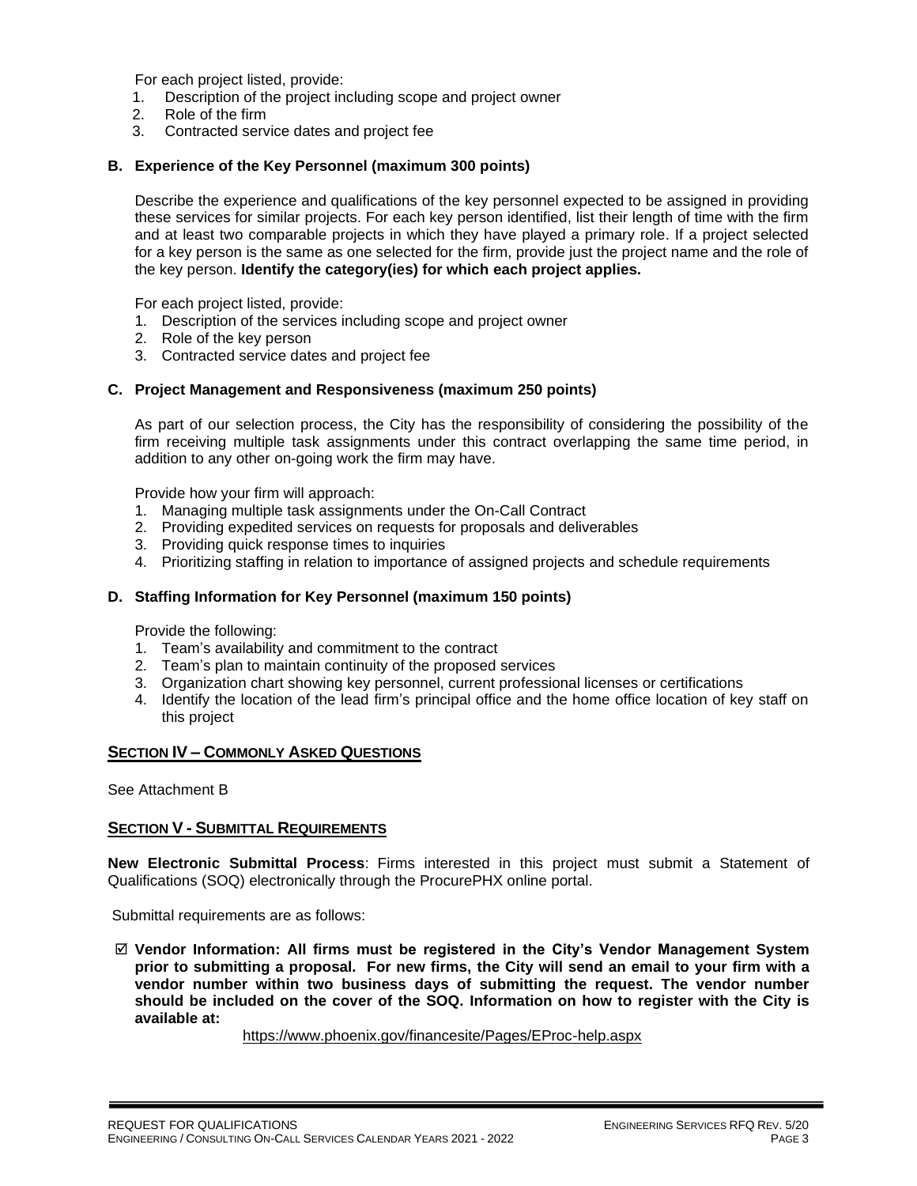For each project listed, provide:

1. Description of the project including scope and project owner
2. Role of the firm
3. Contracted service dates and project fee

**B. Experience of the Key Personnel (maximum 300 points)**

Describe the experience and qualifications of the key personnel expected to be assigned in providing these services for similar projects. For each key person identified, list their length of time with the firm and at least two comparable projects in which they have played a primary role. If a project selected for a key person is the same as one selected for the firm, provide just the project name and the role of the key person. **Identify the category(ies) for which each project applies.**

For each project listed, provide:

1. Description of the services including scope and project owner
2. Role of the key person
3. Contracted service dates and project fee

**C. Project Management and Responsiveness (maximum 250 points)**

As part of our selection process, the City has the responsibility of considering the possibility of the firm receiving multiple task assignments under this contract overlapping the same time period, in addition to any other on-going work the firm may have.

Provide how your firm will approach:

1. Managing multiple task assignments under the On-Call Contract
2. Providing expedited services on requests for proposals and deliverables
3. Providing quick response times to inquiries
4. Prioritizing staffing in relation to importance of assigned projects and schedule requirements

**D. Staffing Information for Key Personnel (maximum 150 points)**

Provide the following:

1. Team's availability and commitment to the contract
2. Team's plan to maintain continuity of the proposed services
3. Organization chart showing key personnel, current professional licenses or certifications
4. Identify the location of the lead firm's principal office and the home office location of key staff on this project

## SECTION IV – COMMONLY ASKED QUESTIONS

See Attachment B

## SECTION V - SUBMITTAL REQUIREMENTS

**New Electronic Submittal Process**: Firms interested in this project must submit a Statement of Qualifications (SOQ) electronically through the ProcurePHX online portal.

Submittal requirements are as follows:

☑ **Vendor Information: All firms must be registered in the City's Vendor Management System prior to submitting a proposal. For new firms, the City will send an email to your firm with a vendor number within two business days of submitting the request. The vendor number should be included on the cover of the SOQ. Information on how to register with the City is available at:**

https://www.phoenix.gov/financesite/Pages/EProc-help.aspx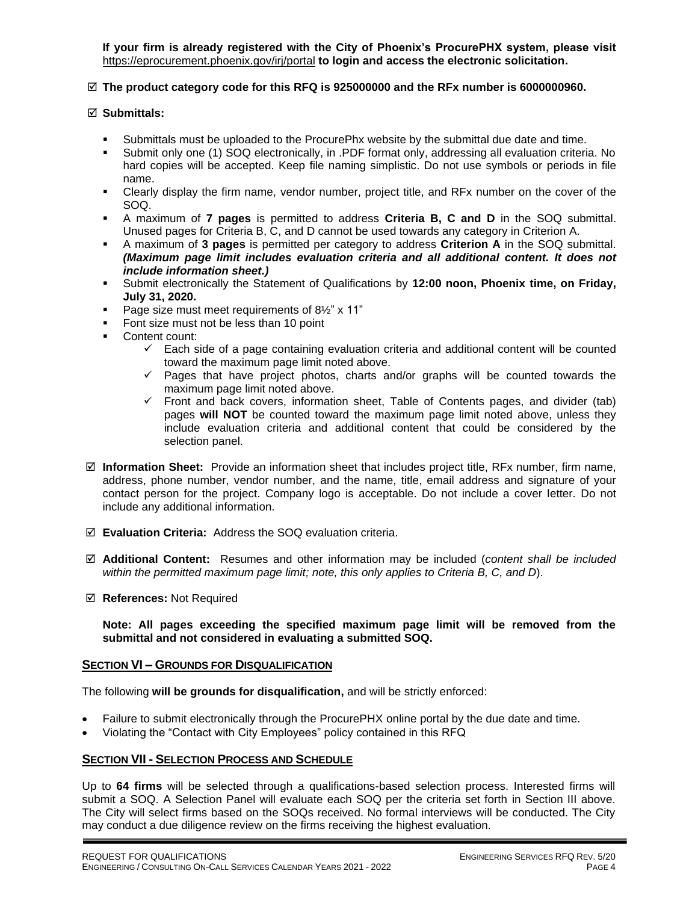**If your firm is already registered with the City of Phoenix's ProcurePHX system, please visit** https://eprocurement.phoenix.gov/irj/portal **to login and access the electronic solicitation.**

☑ **The product category code for this RFQ is 925000000 and the RFx number is 6000000960.**

☑ **Submittals:**

- Submittals must be uploaded to the ProcurePhx website by the submittal due date and time.
- Submit only one (1) SOQ electronically, in .PDF format only, addressing all evaluation criteria. No hard copies will be accepted. Keep file naming simplistic. Do not use symbols or periods in file name.
- Clearly display the firm name, vendor number, project title, and RFx number on the cover of the SOQ.
- A maximum of **7 pages** is permitted to address **Criteria B, C and D** in the SOQ submittal. Unused pages for Criteria B, C, and D cannot be used towards any category in Criterion A.
- A maximum of **3 pages** is permitted per category to address **Criterion A** in the SOQ submittal. ***(Maximum page limit includes evaluation criteria and all additional content. It does not include information sheet.)***
- Submit electronically the Statement of Qualifications by **12:00 noon, Phoenix time, on Friday, July 31, 2020.**
- Page size must meet requirements of 8½" x 11"
- Font size must not be less than 10 point
- Content count:
  - ✓ Each side of a page containing evaluation criteria and additional content will be counted toward the maximum page limit noted above.
  - ✓ Pages that have project photos, charts and/or graphs will be counted towards the maximum page limit noted above.
  - ✓ Front and back covers, information sheet, Table of Contents pages, and divider (tab) pages **will NOT** be counted toward the maximum page limit noted above, unless they include evaluation criteria and additional content that could be considered by the selection panel.

☑ **Information Sheet:** Provide an information sheet that includes project title, RFx number, firm name, address, phone number, vendor number, and the name, title, email address and signature of your contact person for the project. Company logo is acceptable. Do not include a cover letter. Do not include any additional information.

☑ **Evaluation Criteria:** Address the SOQ evaluation criteria.

☑ **Additional Content:** Resumes and other information may be included (*content shall be included within the permitted maximum page limit; note, this only applies to Criteria B, C, and D*).

☑ **References:** Not Required

**Note: All pages exceeding the specified maximum page limit will be removed from the submittal and not considered in evaluating a submitted SOQ.**

## SECTION VI – GROUNDS FOR DISQUALIFICATION

The following **will be grounds for disqualification,** and will be strictly enforced:

- Failure to submit electronically through the ProcurePHX online portal by the due date and time.
- Violating the "Contact with City Employees" policy contained in this RFQ

## SECTION VII - SELECTION PROCESS AND SCHEDULE

Up to **64 firms** will be selected through a qualifications-based selection process. Interested firms will submit a SOQ. A Selection Panel will evaluate each SOQ per the criteria set forth in Section III above. The City will select firms based on the SOQs received. No formal interviews will be conducted. The City may conduct a due diligence review on the firms receiving the highest evaluation.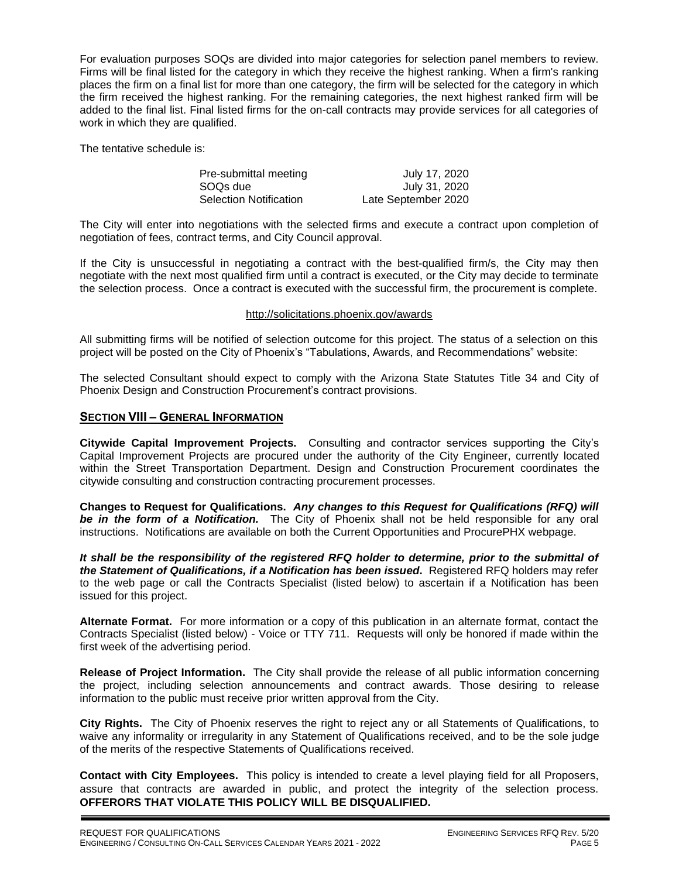For evaluation purposes SOQs are divided into major categories for selection panel members to review. Firms will be final listed for the category in which they receive the highest ranking. When a firm's ranking places the firm on a final list for more than one category, the firm will be selected for the category in which the firm received the highest ranking. For the remaining categories, the next highest ranked firm will be added to the final list. Final listed firms for the on-call contracts may provide services for all categories of work in which they are qualified.

The tentative schedule is:

| | |
|---|---|
| Pre-submittal meeting | July 17, 2020 |
| SOQs due | July 31, 2020 |
| Selection Notification | Late September 2020 |

The City will enter into negotiations with the selected firms and execute a contract upon completion of negotiation of fees, contract terms, and City Council approval.

If the City is unsuccessful in negotiating a contract with the best-qualified firm/s, the City may then negotiate with the next most qualified firm until a contract is executed, or the City may decide to terminate the selection process. Once a contract is executed with the successful firm, the procurement is complete.

http://solicitations.phoenix.gov/awards

All submitting firms will be notified of selection outcome for this project. The status of a selection on this project will be posted on the City of Phoenix's "Tabulations, Awards, and Recommendations" website:

The selected Consultant should expect to comply with the Arizona State Statutes Title 34 and City of Phoenix Design and Construction Procurement's contract provisions.

## SECTION VIII – GENERAL INFORMATION

**Citywide Capital Improvement Projects.** Consulting and contractor services supporting the City's Capital Improvement Projects are procured under the authority of the City Engineer, currently located within the Street Transportation Department. Design and Construction Procurement coordinates the citywide consulting and construction contracting procurement processes.

**Changes to Request for Qualifications.** ***Any changes to this Request for Qualifications (RFQ) will be in the form of a Notification.*** The City of Phoenix shall not be held responsible for any oral instructions. Notifications are available on both the Current Opportunities and ProcurePHX webpage.

***It shall be the responsibility of the registered RFQ holder to determine, prior to the submittal of the Statement of Qualifications, if a Notification has been issued*.** Registered RFQ holders may refer to the web page or call the Contracts Specialist (listed below) to ascertain if a Notification has been issued for this project.

**Alternate Format.** For more information or a copy of this publication in an alternate format, contact the Contracts Specialist (listed below) - Voice or TTY 711. Requests will only be honored if made within the first week of the advertising period.

**Release of Project Information.** The City shall provide the release of all public information concerning the project, including selection announcements and contract awards. Those desiring to release information to the public must receive prior written approval from the City.

**City Rights.** The City of Phoenix reserves the right to reject any or all Statements of Qualifications, to waive any informality or irregularity in any Statement of Qualifications received, and to be the sole judge of the merits of the respective Statements of Qualifications received.

**Contact with City Employees.** This policy is intended to create a level playing field for all Proposers, assure that contracts are awarded in public, and protect the integrity of the selection process. **OFFERORS THAT VIOLATE THIS POLICY WILL BE DISQUALIFIED.**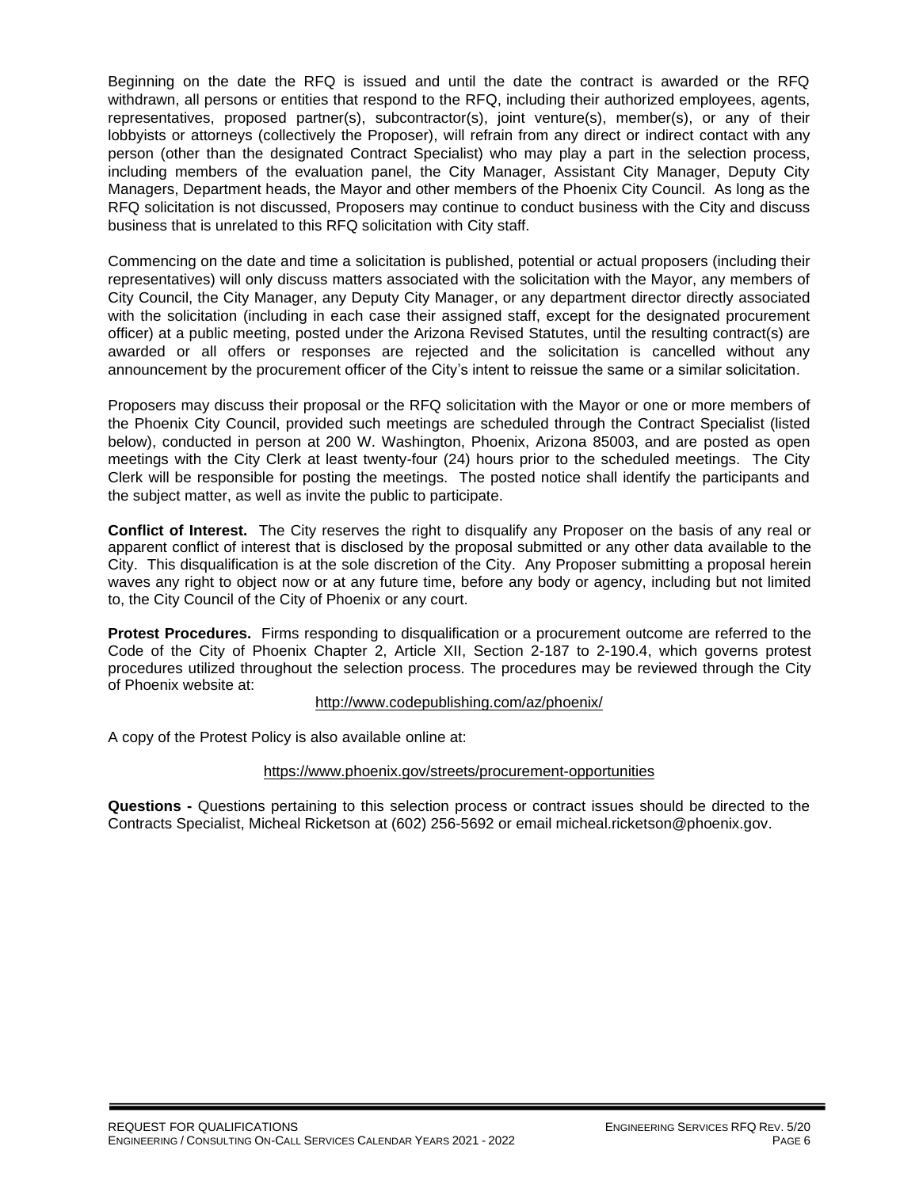Beginning on the date the RFQ is issued and until the date the contract is awarded or the RFQ withdrawn, all persons or entities that respond to the RFQ, including their authorized employees, agents, representatives, proposed partner(s), subcontractor(s), joint venture(s), member(s), or any of their lobbyists or attorneys (collectively the Proposer), will refrain from any direct or indirect contact with any person (other than the designated Contract Specialist) who may play a part in the selection process, including members of the evaluation panel, the City Manager, Assistant City Manager, Deputy City Managers, Department heads, the Mayor and other members of the Phoenix City Council. As long as the RFQ solicitation is not discussed, Proposers may continue to conduct business with the City and discuss business that is unrelated to this RFQ solicitation with City staff.

Commencing on the date and time a solicitation is published, potential or actual proposers (including their representatives) will only discuss matters associated with the solicitation with the Mayor, any members of City Council, the City Manager, any Deputy City Manager, or any department director directly associated with the solicitation (including in each case their assigned staff, except for the designated procurement officer) at a public meeting, posted under the Arizona Revised Statutes, until the resulting contract(s) are awarded or all offers or responses are rejected and the solicitation is cancelled without any announcement by the procurement officer of the City's intent to reissue the same or a similar solicitation.

Proposers may discuss their proposal or the RFQ solicitation with the Mayor or one or more members of the Phoenix City Council, provided such meetings are scheduled through the Contract Specialist (listed below), conducted in person at 200 W. Washington, Phoenix, Arizona 85003, and are posted as open meetings with the City Clerk at least twenty-four (24) hours prior to the scheduled meetings. The City Clerk will be responsible for posting the meetings. The posted notice shall identify the participants and the subject matter, as well as invite the public to participate.

**Conflict of Interest.** The City reserves the right to disqualify any Proposer on the basis of any real or apparent conflict of interest that is disclosed by the proposal submitted or any other data available to the City. This disqualification is at the sole discretion of the City. Any Proposer submitting a proposal herein waves any right to object now or at any future time, before any body or agency, including but not limited to, the City Council of the City of Phoenix or any court.

**Protest Procedures.** Firms responding to disqualification or a procurement outcome are referred to the Code of the City of Phoenix Chapter 2, Article XII, Section 2-187 to 2-190.4, which governs protest procedures utilized throughout the selection process. The procedures may be reviewed through the City of Phoenix website at:

http://www.codepublishing.com/az/phoenix/

A copy of the Protest Policy is also available online at:

https://www.phoenix.gov/streets/procurement-opportunities

**Questions -** Questions pertaining to this selection process or contract issues should be directed to the Contracts Specialist, Micheal Ricketson at (602) 256-5692 or email micheal.ricketson@phoenix.gov.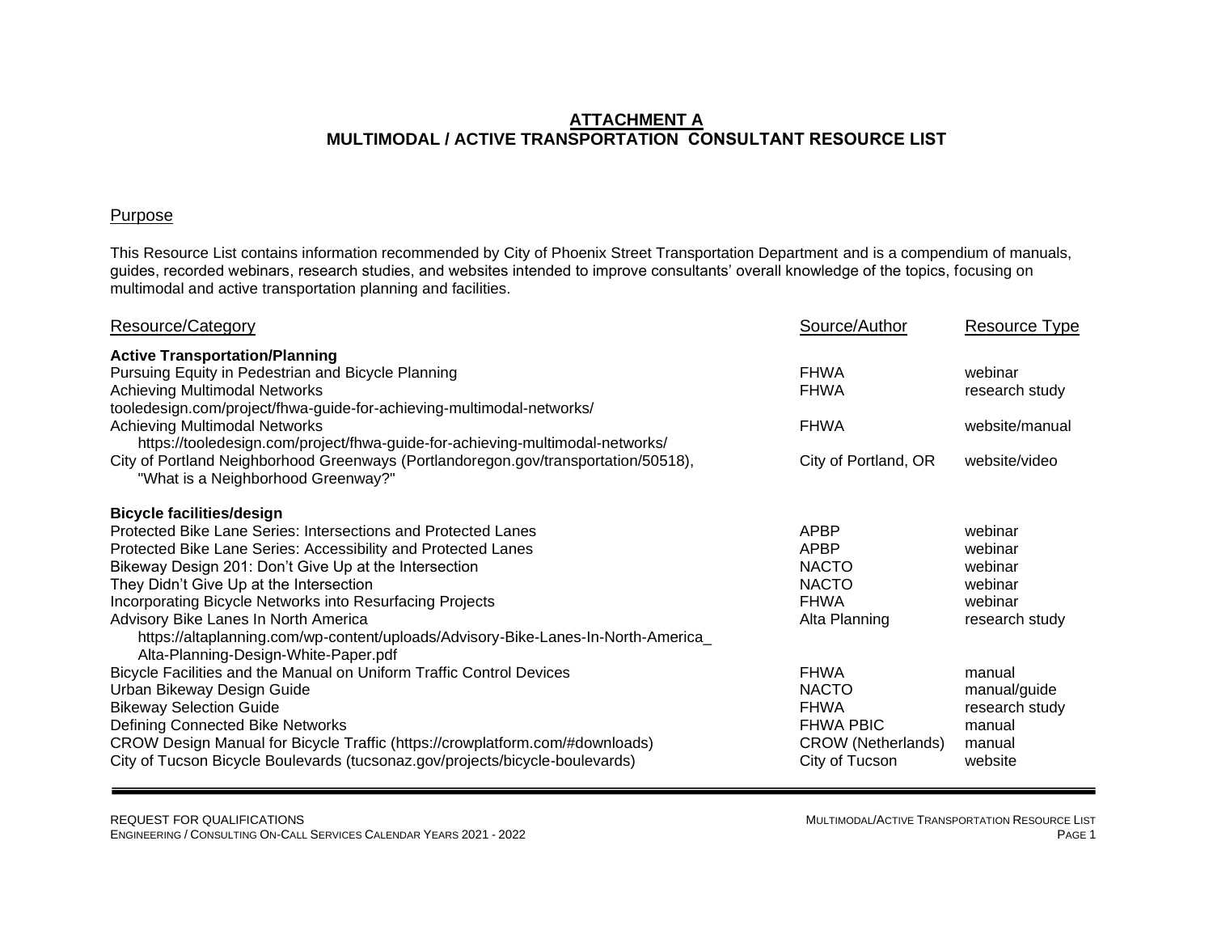## ATTACHMENT A
## MULTIMODAL / ACTIVE TRANSPORTATION CONSULTANT RESOURCE LIST

### Purpose

This Resource List contains information recommended by City of Phoenix Street Transportation Department and is a compendium of manuals, guides, recorded webinars, research studies, and websites intended to improve consultants' overall knowledge of the topics, focusing on multimodal and active transportation planning and facilities.

| Resource/Category | Source/Author | Resource Type |
|---|---|---|
| **Active Transportation/Planning** | | |
| Pursuing Equity in Pedestrian and Bicycle Planning | FHWA | webinar |
| Achieving Multimodal Networks | FHWA | research study |
| tooledesign.com/project/fhwa-guide-for-achieving-multimodal-networks/ | | |
| Achieving Multimodal Networks | FHWA | website/manual |
| https://tooledesign.com/project/fhwa-guide-for-achieving-multimodal-networks/ | | |
| City of Portland Neighborhood Greenways (Portlandoregon.gov/transportation/50518), "What is a Neighborhood Greenway?" | City of Portland, OR | website/video |
| **Bicycle facilities/design** | | |
| Protected Bike Lane Series: Intersections and Protected Lanes | APBP | webinar |
| Protected Bike Lane Series: Accessibility and Protected Lanes | APBP | webinar |
| Bikeway Design 201: Don't Give Up at the Intersection | NACTO | webinar |
| They Didn't Give Up at the Intersection | NACTO | webinar |
| Incorporating Bicycle Networks into Resurfacing Projects | FHWA | webinar |
| Advisory Bike Lanes In North America | Alta Planning | research study |
| https://altaplanning.com/wp-content/uploads/Advisory-Bike-Lanes-In-North-America_Alta-Planning-Design-White-Paper.pdf | | |
| Bicycle Facilities and the Manual on Uniform Traffic Control Devices | FHWA | manual |
| Urban Bikeway Design Guide | NACTO | manual/guide |
| Bikeway Selection Guide | FHWA | research study |
| Defining Connected Bike Networks | FHWA PBIC | manual |
| CROW Design Manual for Bicycle Traffic (https://crowplatform.com/#downloads) | CROW (Netherlands) | manual |
| City of Tucson Bicycle Boulevards (tucsonaz.gov/projects/bicycle-boulevards) | City of Tucson | website |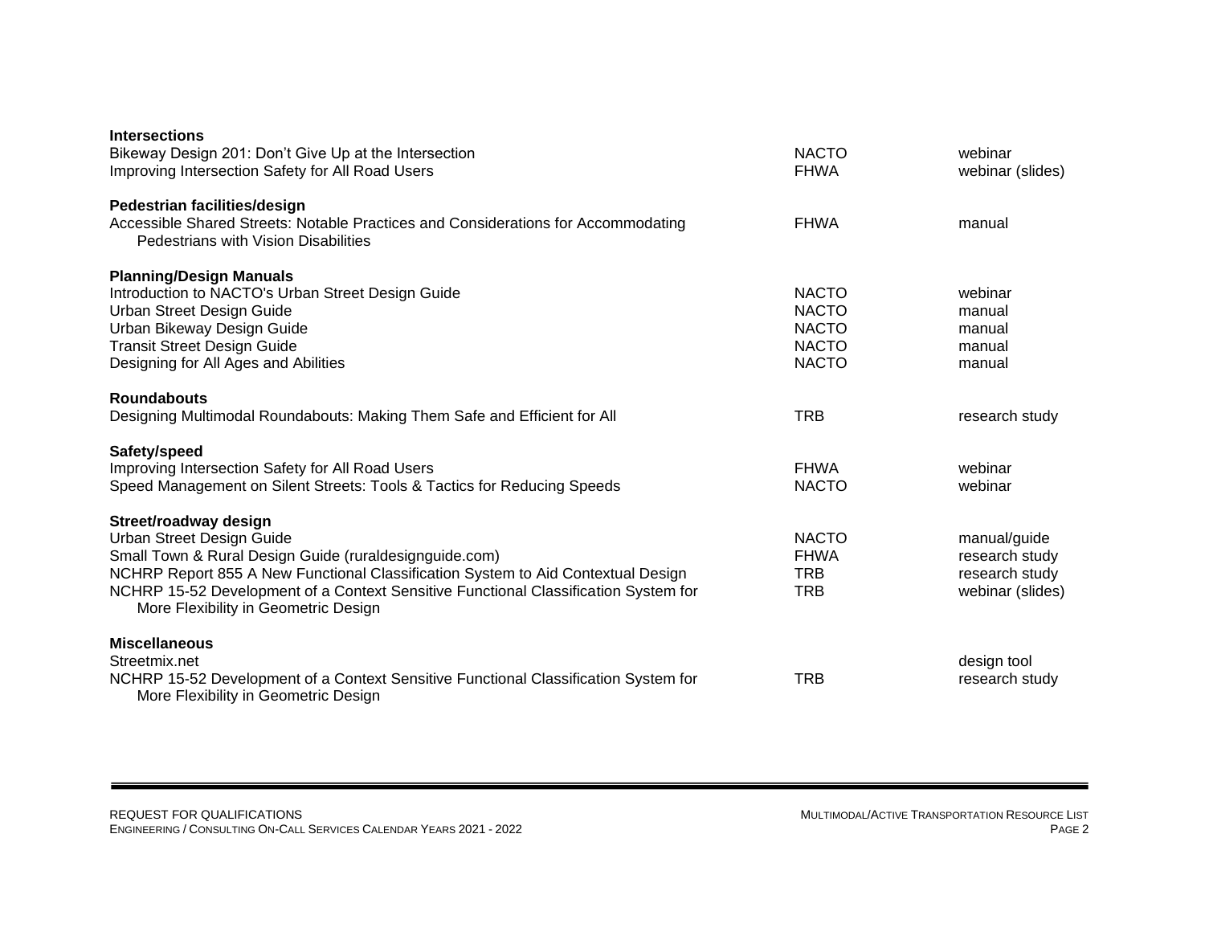| | | |
|---|---|---|
| **Intersections** | | |
| Bikeway Design 201: Don't Give Up at the Intersection | NACTO | webinar |
| Improving Intersection Safety for All Road Users | FHWA | webinar (slides) |
| **Pedestrian facilities/design** | | |
| Accessible Shared Streets: Notable Practices and Considerations for Accommodating Pedestrians with Vision Disabilities | FHWA | manual |
| **Planning/Design Manuals** | | |
| Introduction to NACTO's Urban Street Design Guide | NACTO | webinar |
| Urban Street Design Guide | NACTO | manual |
| Urban Bikeway Design Guide | NACTO | manual |
| Transit Street Design Guide | NACTO | manual |
| Designing for All Ages and Abilities | NACTO | manual |
| **Roundabouts** | | |
| Designing Multimodal Roundabouts: Making Them Safe and Efficient for All | TRB | research study |
| **Safety/speed** | | |
| Improving Intersection Safety for All Road Users | FHWA | webinar |
| Speed Management on Silent Streets: Tools & Tactics for Reducing Speeds | NACTO | webinar |
| **Street/roadway design** | | |
| Urban Street Design Guide | NACTO | manual/guide |
| Small Town & Rural Design Guide (ruraldesignguide.com) | FHWA | research study |
| NCHRP Report 855 A New Functional Classification System to Aid Contextual Design | TRB | research study |
| NCHRP 15-52 Development of a Context Sensitive Functional Classification System for More Flexibility in Geometric Design | TRB | webinar (slides) |
| **Miscellaneous** | | |
| Streetmix.net | | design tool |
| NCHRP 15-52 Development of a Context Sensitive Functional Classification System for More Flexibility in Geometric Design | TRB | research study |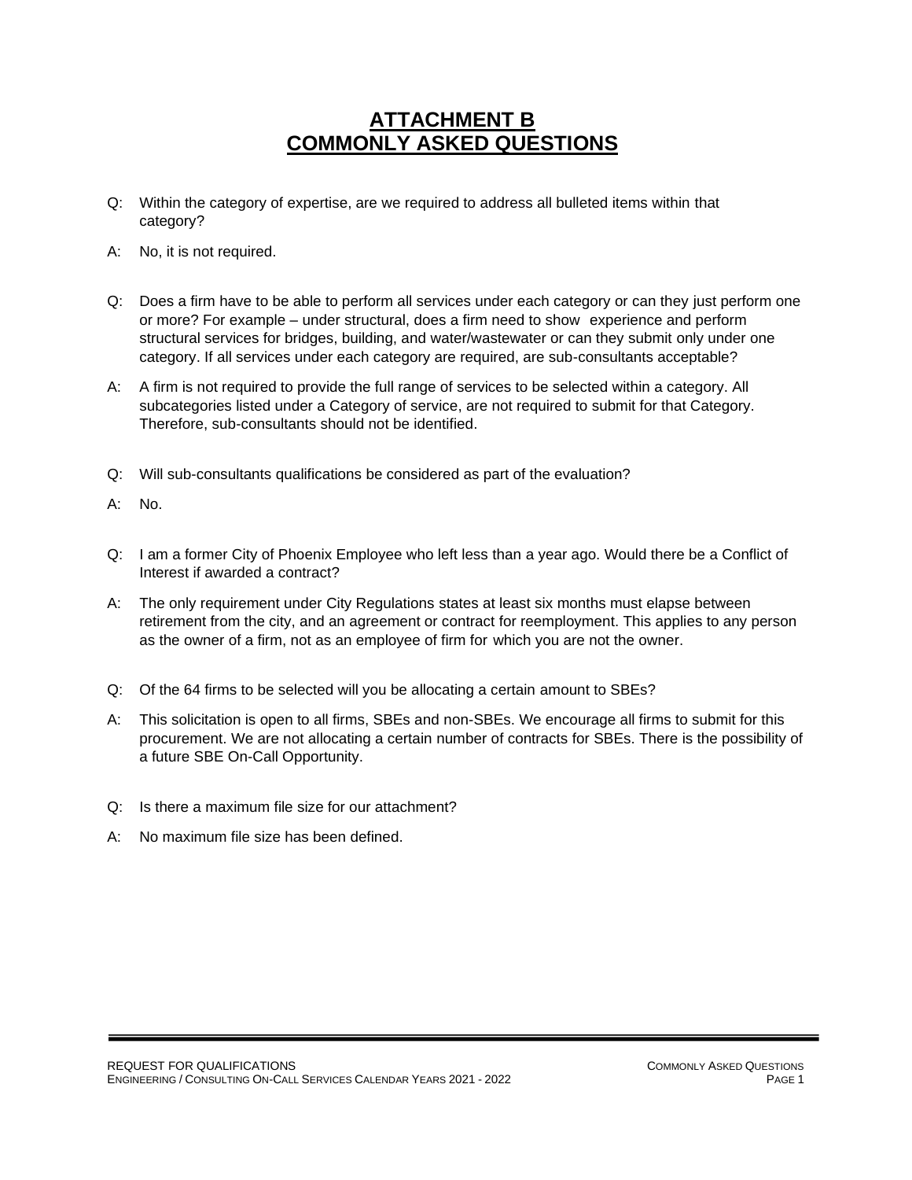# ATTACHMENT B
# COMMONLY ASKED QUESTIONS

Q: Within the category of expertise, are we required to address all bulleted items within that category?

A: No, it is not required.

Q: Does a firm have to be able to perform all services under each category or can they just perform one or more? For example – under structural, does a firm need to show experience and perform structural services for bridges, building, and water/wastewater or can they submit only under one category. If all services under each category are required, are sub-consultants acceptable?

A: A firm is not required to provide the full range of services to be selected within a category. All subcategories listed under a Category of service, are not required to submit for that Category. Therefore, sub-consultants should not be identified.

Q: Will sub-consultants qualifications be considered as part of the evaluation?

A: No.

Q: I am a former City of Phoenix Employee who left less than a year ago. Would there be a Conflict of Interest if awarded a contract?

A: The only requirement under City Regulations states at least six months must elapse between retirement from the city, and an agreement or contract for reemployment. This applies to any person as the owner of a firm, not as an employee of firm for which you are not the owner.

Q: Of the 64 firms to be selected will you be allocating a certain amount to SBEs?

A: This solicitation is open to all firms, SBEs and non-SBEs. We encourage all firms to submit for this procurement. We are not allocating a certain number of contracts for SBEs. There is the possibility of a future SBE On-Call Opportunity.

Q: Is there a maximum file size for our attachment?

A: No maximum file size has been defined.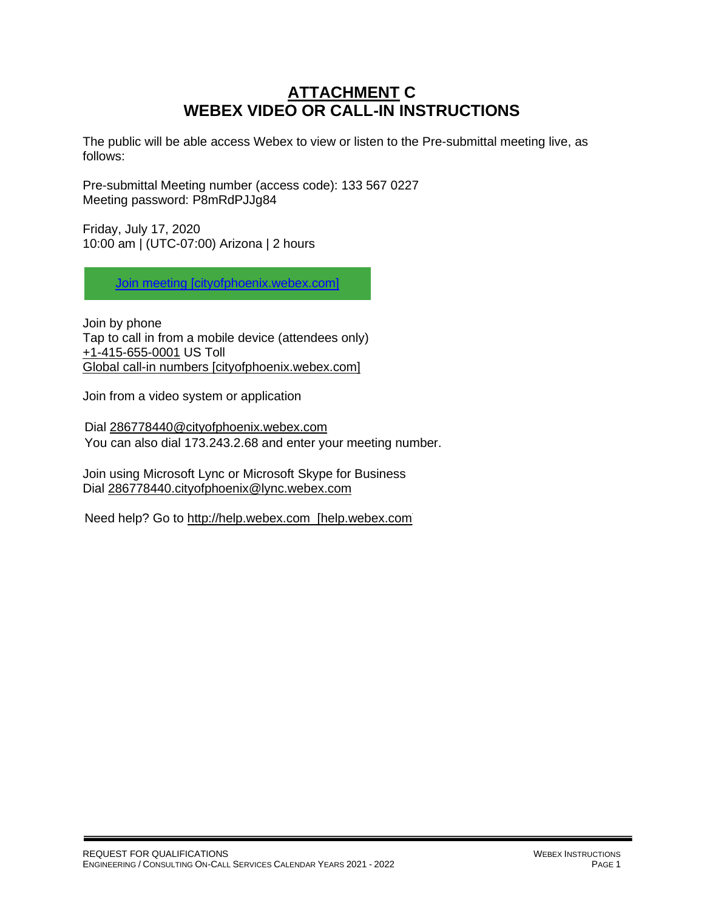# ATTACHMENT C
# WEBEX VIDEO OR CALL-IN INSTRUCTIONS

The public will be able access Webex to view or listen to the Pre-submittal meeting live, as follows:

Pre-submittal Meeting number (access code): 133 567 0227
Meeting password: P8mRdPJJg84

Friday, July 17, 2020
10:00 am | (UTC-07:00) Arizona | 2 hours

Join meeting [cityofphoenix.webex.com]

Join by phone
Tap to call in from a mobile device (attendees only)
+1-415-655-0001 US Toll
Global call-in numbers [cityofphoenix.webex.com]

Join from a video system or application

Dial 286778440@cityofphoenix.webex.com
You can also dial 173.243.2.68 and enter your meeting number.

Join using Microsoft Lync or Microsoft Skype for Business
Dial 286778440.cityofphoenix@lync.webex.com

Need help? Go to http://help.webex.com [help.webex.com]